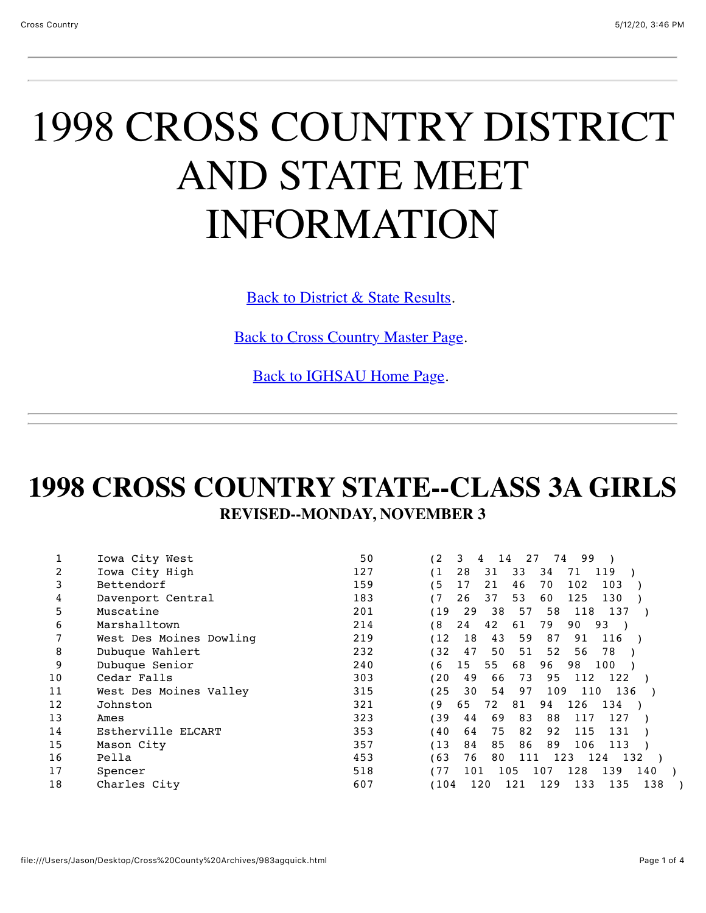# 1998 CROSS COUNTRY DISTRICT AND STATE MEET INFORMATION

[Back to District & State Results](#).

[Back to Cross Country Master Page](#).

[Back to IGHSAU Home Page](#).

---

## 1998 CROSS COUNTRY STATE--CLASS 3A GIRLS

### REVISED--MONDAY, NOVEMBER 3

| Place | Team | Score | Finishes |
|---|---|---|---|
| 1 | Iowa City West | 50 | (2 3 4 14 27 74 99 ) |
| 2 | Iowa City High | 127 | (1 28 31 33 34 71 119 ) |
| 3 | Bettendorf | 159 | (5 17 21 46 70 102 103 ) |
| 4 | Davenport Central | 183 | (7 26 37 53 60 125 130 ) |
| 5 | Muscatine | 201 | (19 29 38 57 58 118 137 ) |
| 6 | Marshalltown | 214 | (8 24 42 61 79 90 93 ) |
| 7 | West Des Moines Dowling | 219 | (12 18 43 59 87 91 116 ) |
| 8 | Dubuque Wahlert | 232 | (32 47 50 51 52 56 78 ) |
| 9 | Dubuque Senior | 240 | (6 15 55 68 96 98 100 ) |
| 10 | Cedar Falls | 303 | (20 49 66 73 95 112 122 ) |
| 11 | West Des Moines Valley | 315 | (25 30 54 97 109 110 136 ) |
| 12 | Johnston | 321 | (9 65 72 81 94 126 134 ) |
| 13 | Ames | 323 | (39 44 69 83 88 117 127 ) |
| 14 | Estherville ELCART | 353 | (40 64 75 82 92 115 131 ) |
| 15 | Mason City | 357 | (13 84 85 86 89 106 113 ) |
| 16 | Pella | 453 | (63 76 80 111 123 124 132 ) |
| 17 | Spencer | 518 | (77 101 105 107 128 139 140 ) |
| 18 | Charles City | 607 | (104 120 121 129 133 135 138 ) |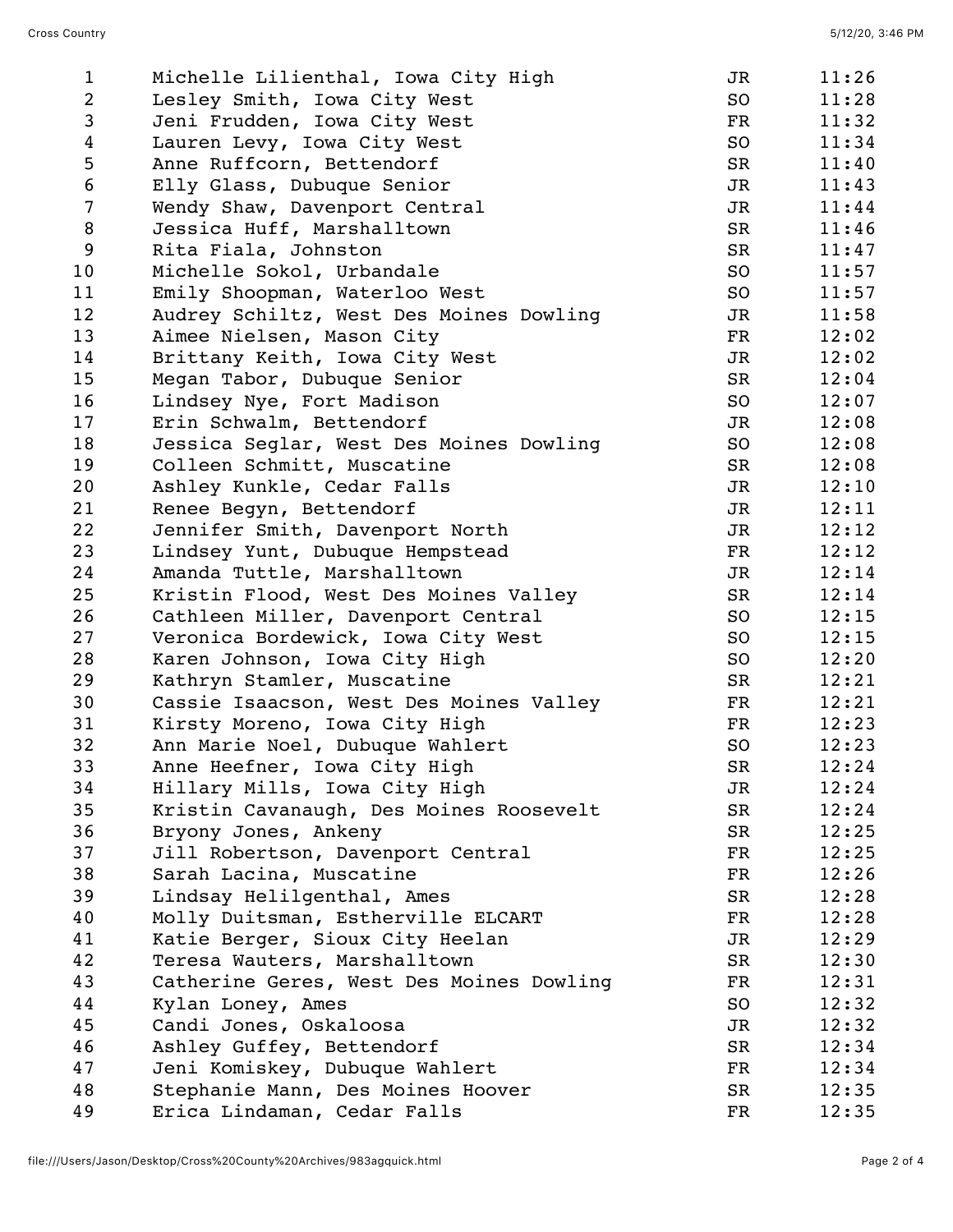| | | | |
|---|---|---|---|
| 1 | Michelle Lilienthal, Iowa City High | JR | 11:26 |
| 2 | Lesley Smith, Iowa City West | SO | 11:28 |
| 3 | Jeni Frudden, Iowa City West | FR | 11:32 |
| 4 | Lauren Levy, Iowa City West | SO | 11:34 |
| 5 | Anne Ruffcorn, Bettendorf | SR | 11:40 |
| 6 | Elly Glass, Dubuque Senior | JR | 11:43 |
| 7 | Wendy Shaw, Davenport Central | JR | 11:44 |
| 8 | Jessica Huff, Marshalltown | SR | 11:46 |
| 9 | Rita Fiala, Johnston | SR | 11:47 |
| 10 | Michelle Sokol, Urbandale | SO | 11:57 |
| 11 | Emily Shoopman, Waterloo West | SO | 11:57 |
| 12 | Audrey Schiltz, West Des Moines Dowling | JR | 11:58 |
| 13 | Aimee Nielsen, Mason City | FR | 12:02 |
| 14 | Brittany Keith, Iowa City West | JR | 12:02 |
| 15 | Megan Tabor, Dubuque Senior | SR | 12:04 |
| 16 | Lindsey Nye, Fort Madison | SO | 12:07 |
| 17 | Erin Schwalm, Bettendorf | JR | 12:08 |
| 18 | Jessica Seglar, West Des Moines Dowling | SO | 12:08 |
| 19 | Colleen Schmitt, Muscatine | SR | 12:08 |
| 20 | Ashley Kunkle, Cedar Falls | JR | 12:10 |
| 21 | Renee Begyn, Bettendorf | JR | 12:11 |
| 22 | Jennifer Smith, Davenport North | JR | 12:12 |
| 23 | Lindsey Yunt, Dubuque Hempstead | FR | 12:12 |
| 24 | Amanda Tuttle, Marshalltown | JR | 12:14 |
| 25 | Kristin Flood, West Des Moines Valley | SR | 12:14 |
| 26 | Cathleen Miller, Davenport Central | SO | 12:15 |
| 27 | Veronica Bordewick, Iowa City West | SO | 12:15 |
| 28 | Karen Johnson, Iowa City High | SO | 12:20 |
| 29 | Kathryn Stamler, Muscatine | SR | 12:21 |
| 30 | Cassie Isaacson, West Des Moines Valley | FR | 12:21 |
| 31 | Kirsty Moreno, Iowa City High | FR | 12:23 |
| 32 | Ann Marie Noel, Dubuque Wahlert | SO | 12:23 |
| 33 | Anne Heefner, Iowa City High | SR | 12:24 |
| 34 | Hillary Mills, Iowa City High | JR | 12:24 |
| 35 | Kristin Cavanaugh, Des Moines Roosevelt | SR | 12:24 |
| 36 | Bryony Jones, Ankeny | SR | 12:25 |
| 37 | Jill Robertson, Davenport Central | FR | 12:25 |
| 38 | Sarah Lacina, Muscatine | FR | 12:26 |
| 39 | Lindsay Helilgenthal, Ames | SR | 12:28 |
| 40 | Molly Duitsman, Estherville ELCART | FR | 12:28 |
| 41 | Katie Berger, Sioux City Heelan | JR | 12:29 |
| 42 | Teresa Wauters, Marshalltown | SR | 12:30 |
| 43 | Catherine Geres, West Des Moines Dowling | FR | 12:31 |
| 44 | Kylan Loney, Ames | SO | 12:32 |
| 45 | Candi Jones, Oskaloosa | JR | 12:32 |
| 46 | Ashley Guffey, Bettendorf | SR | 12:34 |
| 47 | Jeni Komiskey, Dubuque Wahlert | FR | 12:34 |
| 48 | Stephanie Mann, Des Moines Hoover | SR | 12:35 |
| 49 | Erica Lindaman, Cedar Falls | FR | 12:35 |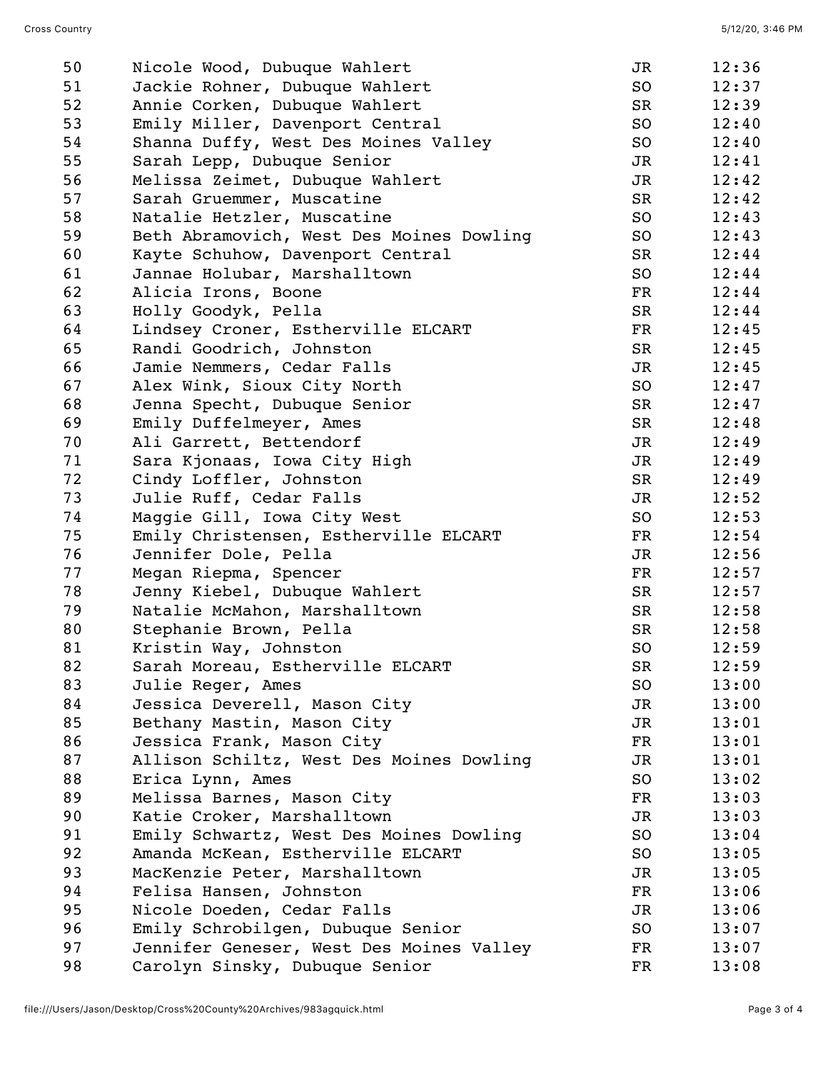| Place | Name, School | Year | Time |
|---|---|---|---|
| 50 | Nicole Wood, Dubuque Wahlert | JR | 12:36 |
| 51 | Jackie Rohner, Dubuque Wahlert | SO | 12:37 |
| 52 | Annie Corken, Dubuque Wahlert | SR | 12:39 |
| 53 | Emily Miller, Davenport Central | SO | 12:40 |
| 54 | Shanna Duffy, West Des Moines Valley | SO | 12:40 |
| 55 | Sarah Lepp, Dubuque Senior | JR | 12:41 |
| 56 | Melissa Zeimet, Dubuque Wahlert | JR | 12:42 |
| 57 | Sarah Gruemmer, Muscatine | SR | 12:42 |
| 58 | Natalie Hetzler, Muscatine | SO | 12:43 |
| 59 | Beth Abramovich, West Des Moines Dowling | SO | 12:43 |
| 60 | Kayte Schuhow, Davenport Central | SR | 12:44 |
| 61 | Jannae Holubar, Marshalltown | SO | 12:44 |
| 62 | Alicia Irons, Boone | FR | 12:44 |
| 63 | Holly Goodyk, Pella | SR | 12:44 |
| 64 | Lindsey Croner, Estherville ELCART | FR | 12:45 |
| 65 | Randi Goodrich, Johnston | SR | 12:45 |
| 66 | Jamie Nemmers, Cedar Falls | JR | 12:45 |
| 67 | Alex Wink, Sioux City North | SO | 12:47 |
| 68 | Jenna Specht, Dubuque Senior | SR | 12:47 |
| 69 | Emily Duffelmeyer, Ames | SR | 12:48 |
| 70 | Ali Garrett, Bettendorf | JR | 12:49 |
| 71 | Sara Kjonaas, Iowa City High | JR | 12:49 |
| 72 | Cindy Loffler, Johnston | SR | 12:49 |
| 73 | Julie Ruff, Cedar Falls | JR | 12:52 |
| 74 | Maggie Gill, Iowa City West | SO | 12:53 |
| 75 | Emily Christensen, Estherville ELCART | FR | 12:54 |
| 76 | Jennifer Dole, Pella | JR | 12:56 |
| 77 | Megan Riepma, Spencer | FR | 12:57 |
| 78 | Jenny Kiebel, Dubuque Wahlert | SR | 12:57 |
| 79 | Natalie McMahon, Marshalltown | SR | 12:58 |
| 80 | Stephanie Brown, Pella | SR | 12:58 |
| 81 | Kristin Way, Johnston | SO | 12:59 |
| 82 | Sarah Moreau, Estherville ELCART | SR | 12:59 |
| 83 | Julie Reger, Ames | SO | 13:00 |
| 84 | Jessica Deverell, Mason City | JR | 13:00 |
| 85 | Bethany Mastin, Mason City | JR | 13:01 |
| 86 | Jessica Frank, Mason City | FR | 13:01 |
| 87 | Allison Schiltz, West Des Moines Dowling | JR | 13:01 |
| 88 | Erica Lynn, Ames | SO | 13:02 |
| 89 | Melissa Barnes, Mason City | FR | 13:03 |
| 90 | Katie Croker, Marshalltown | JR | 13:03 |
| 91 | Emily Schwartz, West Des Moines Dowling | SO | 13:04 |
| 92 | Amanda McKean, Estherville ELCART | SO | 13:05 |
| 93 | MacKenzie Peter, Marshalltown | JR | 13:05 |
| 94 | Felisa Hansen, Johnston | FR | 13:06 |
| 95 | Nicole Doeden, Cedar Falls | JR | 13:06 |
| 96 | Emily Schrobilgen, Dubuque Senior | SO | 13:07 |
| 97 | Jennifer Geneser, West Des Moines Valley | FR | 13:07 |
| 98 | Carolyn Sinsky, Dubuque Senior | FR | 13:08 |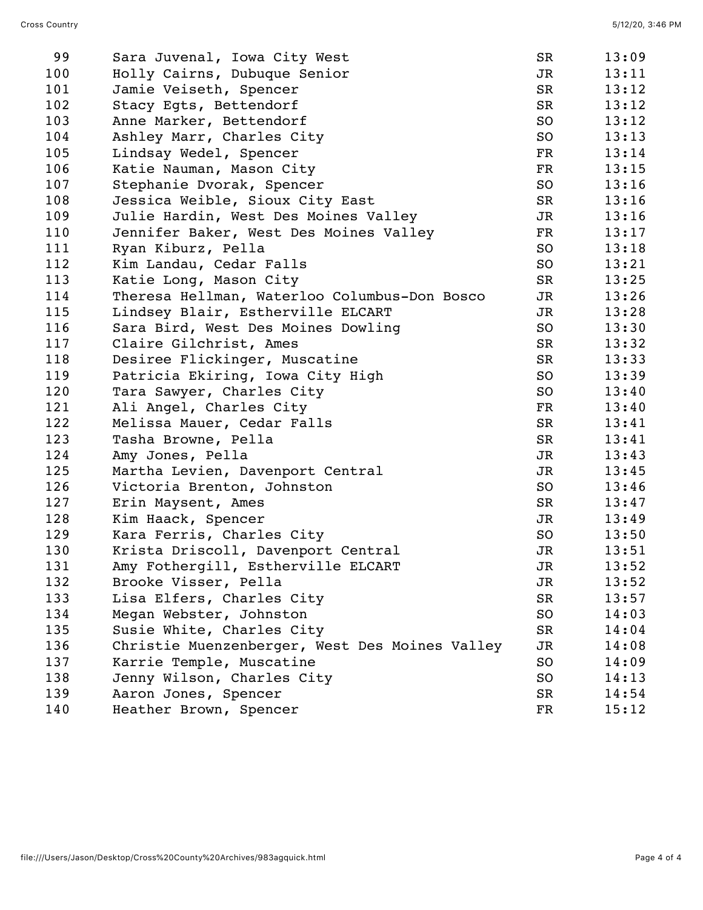| | | | |
|---|---|---|---|
| 99 | Sara Juvenal, Iowa City West | SR | 13:09 |
| 100 | Holly Cairns, Dubuque Senior | JR | 13:11 |
| 101 | Jamie Veiseth, Spencer | SR | 13:12 |
| 102 | Stacy Egts, Bettendorf | SR | 13:12 |
| 103 | Anne Marker, Bettendorf | SO | 13:12 |
| 104 | Ashley Marr, Charles City | SO | 13:13 |
| 105 | Lindsay Wedel, Spencer | FR | 13:14 |
| 106 | Katie Nauman, Mason City | FR | 13:15 |
| 107 | Stephanie Dvorak, Spencer | SO | 13:16 |
| 108 | Jessica Weible, Sioux City East | SR | 13:16 |
| 109 | Julie Hardin, West Des Moines Valley | JR | 13:16 |
| 110 | Jennifer Baker, West Des Moines Valley | FR | 13:17 |
| 111 | Ryan Kiburz, Pella | SO | 13:18 |
| 112 | Kim Landau, Cedar Falls | SO | 13:21 |
| 113 | Katie Long, Mason City | SR | 13:25 |
| 114 | Theresa Hellman, Waterloo Columbus-Don Bosco | JR | 13:26 |
| 115 | Lindsey Blair, Estherville ELCART | JR | 13:28 |
| 116 | Sara Bird, West Des Moines Dowling | SO | 13:30 |
| 117 | Claire Gilchrist, Ames | SR | 13:32 |
| 118 | Desiree Flickinger, Muscatine | SR | 13:33 |
| 119 | Patricia Ekiring, Iowa City High | SO | 13:39 |
| 120 | Tara Sawyer, Charles City | SO | 13:40 |
| 121 | Ali Angel, Charles City | FR | 13:40 |
| 122 | Melissa Mauer, Cedar Falls | SR | 13:41 |
| 123 | Tasha Browne, Pella | SR | 13:41 |
| 124 | Amy Jones, Pella | JR | 13:43 |
| 125 | Martha Levien, Davenport Central | JR | 13:45 |
| 126 | Victoria Brenton, Johnston | SO | 13:46 |
| 127 | Erin Maysent, Ames | SR | 13:47 |
| 128 | Kim Haack, Spencer | JR | 13:49 |
| 129 | Kara Ferris, Charles City | SO | 13:50 |
| 130 | Krista Driscoll, Davenport Central | JR | 13:51 |
| 131 | Amy Fothergill, Estherville ELCART | JR | 13:52 |
| 132 | Brooke Visser, Pella | JR | 13:52 |
| 133 | Lisa Elfers, Charles City | SR | 13:57 |
| 134 | Megan Webster, Johnston | SO | 14:03 |
| 135 | Susie White, Charles City | SR | 14:04 |
| 136 | Christie Muenzenberger, West Des Moines Valley | JR | 14:08 |
| 137 | Karrie Temple, Muscatine | SO | 14:09 |
| 138 | Jenny Wilson, Charles City | SO | 14:13 |
| 139 | Aaron Jones, Spencer | SR | 14:54 |
| 140 | Heather Brown, Spencer | FR | 15:12 |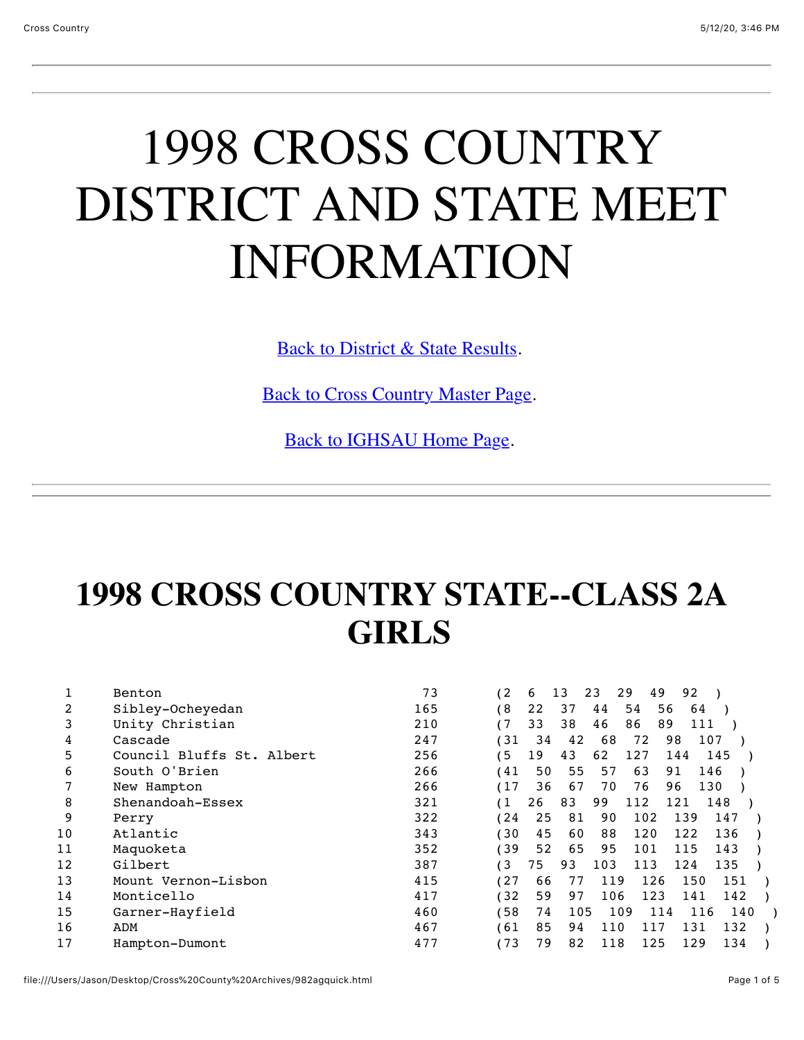# 1998 CROSS COUNTRY DISTRICT AND STATE MEET INFORMATION

[Back to District & State Results](#).

[Back to Cross Country Master Page](#).

[Back to IGHSAU Home Page](#).

---

## 1998 CROSS COUNTRY STATE--CLASS 2A GIRLS

| Place | Team | Score | Finishers |
|---|---|---|---|
| 1 | Benton | 73 | (2 6 13 23 29 49 92 ) |
| 2 | Sibley-Ocheyedan | 165 | (8 22 37 44 54 56 64 ) |
| 3 | Unity Christian | 210 | (7 33 38 46 86 89 111 ) |
| 4 | Cascade | 247 | (31 34 42 68 72 98 107 ) |
| 5 | Council Bluffs St. Albert | 256 | (5 19 43 62 127 144 145 ) |
| 6 | South O'Brien | 266 | (41 50 55 57 63 91 146 ) |
| 7 | New Hampton | 266 | (17 36 67 70 76 96 130 ) |
| 8 | Shenandoah-Essex | 321 | (1 26 83 99 112 121 148 ) |
| 9 | Perry | 322 | (24 25 81 90 102 139 147 ) |
| 10 | Atlantic | 343 | (30 45 60 88 120 122 136 ) |
| 11 | Maquoketa | 352 | (39 52 65 95 101 115 143 ) |
| 12 | Gilbert | 387 | (3 75 93 103 113 124 135 ) |
| 13 | Mount Vernon-Lisbon | 415 | (27 66 77 119 126 150 151 ) |
| 14 | Monticello | 417 | (32 59 97 106 123 141 142 ) |
| 15 | Garner-Hayfield | 460 | (58 74 105 109 114 116 140 ) |
| 16 | ADM | 467 | (61 85 94 110 117 131 132 ) |
| 17 | Hampton-Dumont | 477 | (73 79 82 118 125 129 134 ) |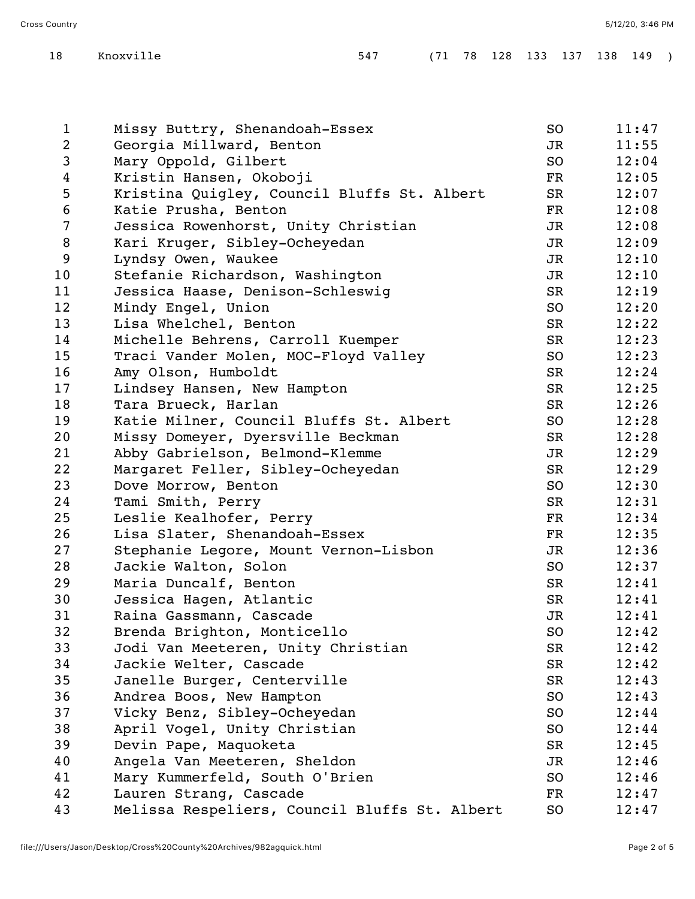| 18 | Knoxville | 547 | (71 78 128 133 137 138 149 ) |
|---|---|---|---|

| Place | Name, School | Year | Time |
|---|---|---|---|
| 1 | Missy Buttry, Shenandoah-Essex | SO | 11:47 |
| 2 | Georgia Millward, Benton | JR | 11:55 |
| 3 | Mary Oppold, Gilbert | SO | 12:04 |
| 4 | Kristin Hansen, Okoboji | FR | 12:05 |
| 5 | Kristina Quigley, Council Bluffs St. Albert | SR | 12:07 |
| 6 | Katie Prusha, Benton | FR | 12:08 |
| 7 | Jessica Rowenhorst, Unity Christian | JR | 12:08 |
| 8 | Kari Kruger, Sibley-Ocheyedan | JR | 12:09 |
| 9 | Lyndsy Owen, Waukee | JR | 12:10 |
| 10 | Stefanie Richardson, Washington | JR | 12:10 |
| 11 | Jessica Haase, Denison-Schleswig | SR | 12:19 |
| 12 | Mindy Engel, Union | SO | 12:20 |
| 13 | Lisa Whelchel, Benton | SR | 12:22 |
| 14 | Michelle Behrens, Carroll Kuemper | SR | 12:23 |
| 15 | Traci Vander Molen, MOC-Floyd Valley | SO | 12:23 |
| 16 | Amy Olson, Humboldt | SR | 12:24 |
| 17 | Lindsey Hansen, New Hampton | SR | 12:25 |
| 18 | Tara Brueck, Harlan | SR | 12:26 |
| 19 | Katie Milner, Council Bluffs St. Albert | SO | 12:28 |
| 20 | Missy Domeyer, Dyersville Beckman | SR | 12:28 |
| 21 | Abby Gabrielson, Belmond-Klemme | JR | 12:29 |
| 22 | Margaret Feller, Sibley-Ocheyedan | SR | 12:29 |
| 23 | Dove Morrow, Benton | SO | 12:30 |
| 24 | Tami Smith, Perry | SR | 12:31 |
| 25 | Leslie Kealhofer, Perry | FR | 12:34 |
| 26 | Lisa Slater, Shenandoah-Essex | FR | 12:35 |
| 27 | Stephanie Legore, Mount Vernon-Lisbon | JR | 12:36 |
| 28 | Jackie Walton, Solon | SO | 12:37 |
| 29 | Maria Duncalf, Benton | SR | 12:41 |
| 30 | Jessica Hagen, Atlantic | SR | 12:41 |
| 31 | Raina Gassmann, Cascade | JR | 12:41 |
| 32 | Brenda Brighton, Monticello | SO | 12:42 |
| 33 | Jodi Van Meeteren, Unity Christian | SR | 12:42 |
| 34 | Jackie Welter, Cascade | SR | 12:42 |
| 35 | Janelle Burger, Centerville | SR | 12:43 |
| 36 | Andrea Boos, New Hampton | SO | 12:43 |
| 37 | Vicky Benz, Sibley-Ocheyedan | SO | 12:44 |
| 38 | April Vogel, Unity Christian | SO | 12:44 |
| 39 | Devin Pape, Maquoketa | SR | 12:45 |
| 40 | Angela Van Meeteren, Sheldon | JR | 12:46 |
| 41 | Mary Kummerfeld, South O'Brien | SO | 12:46 |
| 42 | Lauren Strang, Cascade | FR | 12:47 |
| 43 | Melissa Respeliers, Council Bluffs St. Albert | SO | 12:47 |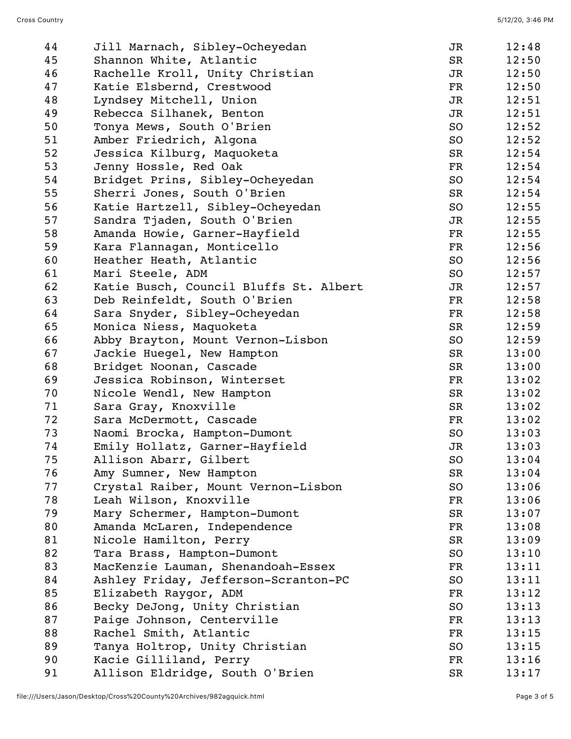| | | | |
|---|---|---|---|
| 44 | Jill Marnach, Sibley-Ocheyedan | JR | 12:48 |
| 45 | Shannon White, Atlantic | SR | 12:50 |
| 46 | Rachelle Kroll, Unity Christian | JR | 12:50 |
| 47 | Katie Elsbernd, Crestwood | FR | 12:50 |
| 48 | Lyndsey Mitchell, Union | JR | 12:51 |
| 49 | Rebecca Silhanek, Benton | JR | 12:51 |
| 50 | Tonya Mews, South O'Brien | SO | 12:52 |
| 51 | Amber Friedrich, Algona | SO | 12:52 |
| 52 | Jessica Kilburg, Maquoketa | SR | 12:54 |
| 53 | Jenny Hossle, Red Oak | FR | 12:54 |
| 54 | Bridget Prins, Sibley-Ocheyedan | SO | 12:54 |
| 55 | Sherri Jones, South O'Brien | SR | 12:54 |
| 56 | Katie Hartzell, Sibley-Ocheyedan | SO | 12:55 |
| 57 | Sandra Tjaden, South O'Brien | JR | 12:55 |
| 58 | Amanda Howie, Garner-Hayfield | FR | 12:55 |
| 59 | Kara Flannagan, Monticello | FR | 12:56 |
| 60 | Heather Heath, Atlantic | SO | 12:56 |
| 61 | Mari Steele, ADM | SO | 12:57 |
| 62 | Katie Busch, Council Bluffs St. Albert | JR | 12:57 |
| 63 | Deb Reinfeldt, South O'Brien | FR | 12:58 |
| 64 | Sara Snyder, Sibley-Ocheyedan | FR | 12:58 |
| 65 | Monica Niess, Maquoketa | SR | 12:59 |
| 66 | Abby Brayton, Mount Vernon-Lisbon | SO | 12:59 |
| 67 | Jackie Huegel, New Hampton | SR | 13:00 |
| 68 | Bridget Noonan, Cascade | SR | 13:00 |
| 69 | Jessica Robinson, Winterset | FR | 13:02 |
| 70 | Nicole Wendl, New Hampton | SR | 13:02 |
| 71 | Sara Gray, Knoxville | SR | 13:02 |
| 72 | Sara McDermott, Cascade | FR | 13:02 |
| 73 | Naomi Brocka, Hampton-Dumont | SO | 13:03 |
| 74 | Emily Hollatz, Garner-Hayfield | JR | 13:03 |
| 75 | Allison Abarr, Gilbert | SO | 13:04 |
| 76 | Amy Sumner, New Hampton | SR | 13:04 |
| 77 | Crystal Raiber, Mount Vernon-Lisbon | SO | 13:06 |
| 78 | Leah Wilson, Knoxville | FR | 13:06 |
| 79 | Mary Schermer, Hampton-Dumont | SR | 13:07 |
| 80 | Amanda McLaren, Independence | FR | 13:08 |
| 81 | Nicole Hamilton, Perry | SR | 13:09 |
| 82 | Tara Brass, Hampton-Dumont | SO | 13:10 |
| 83 | MacKenzie Lauman, Shenandoah-Essex | FR | 13:11 |
| 84 | Ashley Friday, Jefferson-Scranton-PC | SO | 13:11 |
| 85 | Elizabeth Raygor, ADM | FR | 13:12 |
| 86 | Becky DeJong, Unity Christian | SO | 13:13 |
| 87 | Paige Johnson, Centerville | FR | 13:13 |
| 88 | Rachel Smith, Atlantic | FR | 13:15 |
| 89 | Tanya Holtrop, Unity Christian | SO | 13:15 |
| 90 | Kacie Gilliland, Perry | FR | 13:16 |
| 91 | Allison Eldridge, South O'Brien | SR | 13:17 |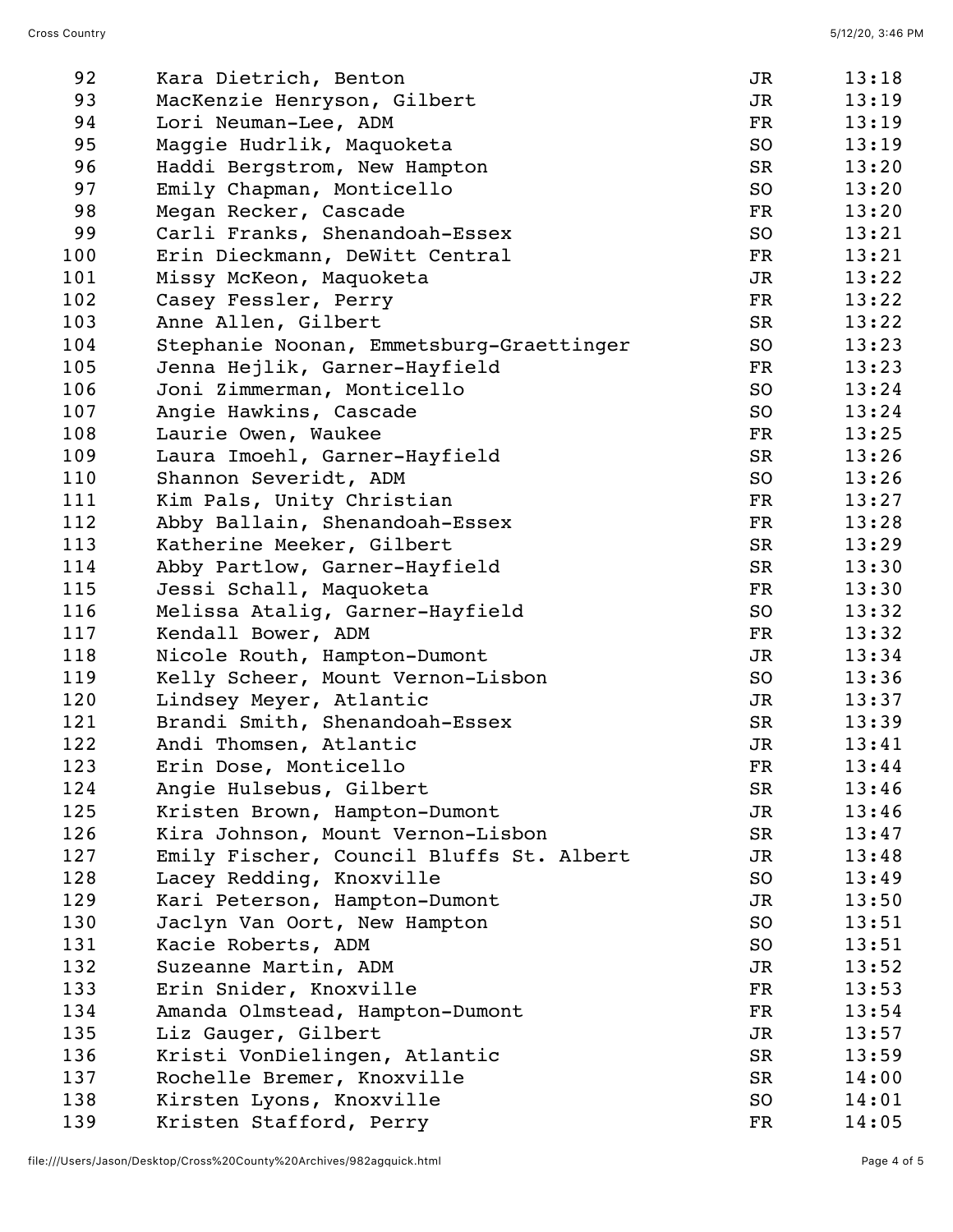| | | | |
|---|---|---|---|
| 92 | Kara Dietrich, Benton | JR | 13:18 |
| 93 | MacKenzie Henryson, Gilbert | JR | 13:19 |
| 94 | Lori Neuman-Lee, ADM | FR | 13:19 |
| 95 | Maggie Hudrlik, Maquoketa | SO | 13:19 |
| 96 | Haddi Bergstrom, New Hampton | SR | 13:20 |
| 97 | Emily Chapman, Monticello | SO | 13:20 |
| 98 | Megan Recker, Cascade | FR | 13:20 |
| 99 | Carli Franks, Shenandoah-Essex | SO | 13:21 |
| 100 | Erin Dieckmann, DeWitt Central | FR | 13:21 |
| 101 | Missy McKeon, Maquoketa | JR | 13:22 |
| 102 | Casey Fessler, Perry | FR | 13:22 |
| 103 | Anne Allen, Gilbert | SR | 13:22 |
| 104 | Stephanie Noonan, Emmetsburg-Graettinger | SO | 13:23 |
| 105 | Jenna Hejlik, Garner-Hayfield | FR | 13:23 |
| 106 | Joni Zimmerman, Monticello | SO | 13:24 |
| 107 | Angie Hawkins, Cascade | SO | 13:24 |
| 108 | Laurie Owen, Waukee | FR | 13:25 |
| 109 | Laura Imoehl, Garner-Hayfield | SR | 13:26 |
| 110 | Shannon Severidt, ADM | SO | 13:26 |
| 111 | Kim Pals, Unity Christian | FR | 13:27 |
| 112 | Abby Ballain, Shenandoah-Essex | FR | 13:28 |
| 113 | Katherine Meeker, Gilbert | SR | 13:29 |
| 114 | Abby Partlow, Garner-Hayfield | SR | 13:30 |
| 115 | Jessi Schall, Maquoketa | FR | 13:30 |
| 116 | Melissa Atalig, Garner-Hayfield | SO | 13:32 |
| 117 | Kendall Bower, ADM | FR | 13:32 |
| 118 | Nicole Routh, Hampton-Dumont | JR | 13:34 |
| 119 | Kelly Scheer, Mount Vernon-Lisbon | SO | 13:36 |
| 120 | Lindsey Meyer, Atlantic | JR | 13:37 |
| 121 | Brandi Smith, Shenandoah-Essex | SR | 13:39 |
| 122 | Andi Thomsen, Atlantic | JR | 13:41 |
| 123 | Erin Dose, Monticello | FR | 13:44 |
| 124 | Angie Hulsebus, Gilbert | SR | 13:46 |
| 125 | Kristen Brown, Hampton-Dumont | JR | 13:46 |
| 126 | Kira Johnson, Mount Vernon-Lisbon | SR | 13:47 |
| 127 | Emily Fischer, Council Bluffs St. Albert | JR | 13:48 |
| 128 | Lacey Redding, Knoxville | SO | 13:49 |
| 129 | Kari Peterson, Hampton-Dumont | JR | 13:50 |
| 130 | Jaclyn Van Oort, New Hampton | SO | 13:51 |
| 131 | Kacie Roberts, ADM | SO | 13:51 |
| 132 | Suzeanne Martin, ADM | JR | 13:52 |
| 133 | Erin Snider, Knoxville | FR | 13:53 |
| 134 | Amanda Olmstead, Hampton-Dumont | FR | 13:54 |
| 135 | Liz Gauger, Gilbert | JR | 13:57 |
| 136 | Kristi VonDielingen, Atlantic | SR | 13:59 |
| 137 | Rochelle Bremer, Knoxville | SR | 14:00 |
| 138 | Kirsten Lyons, Knoxville | SO | 14:01 |
| 139 | Kristen Stafford, Perry | FR | 14:05 |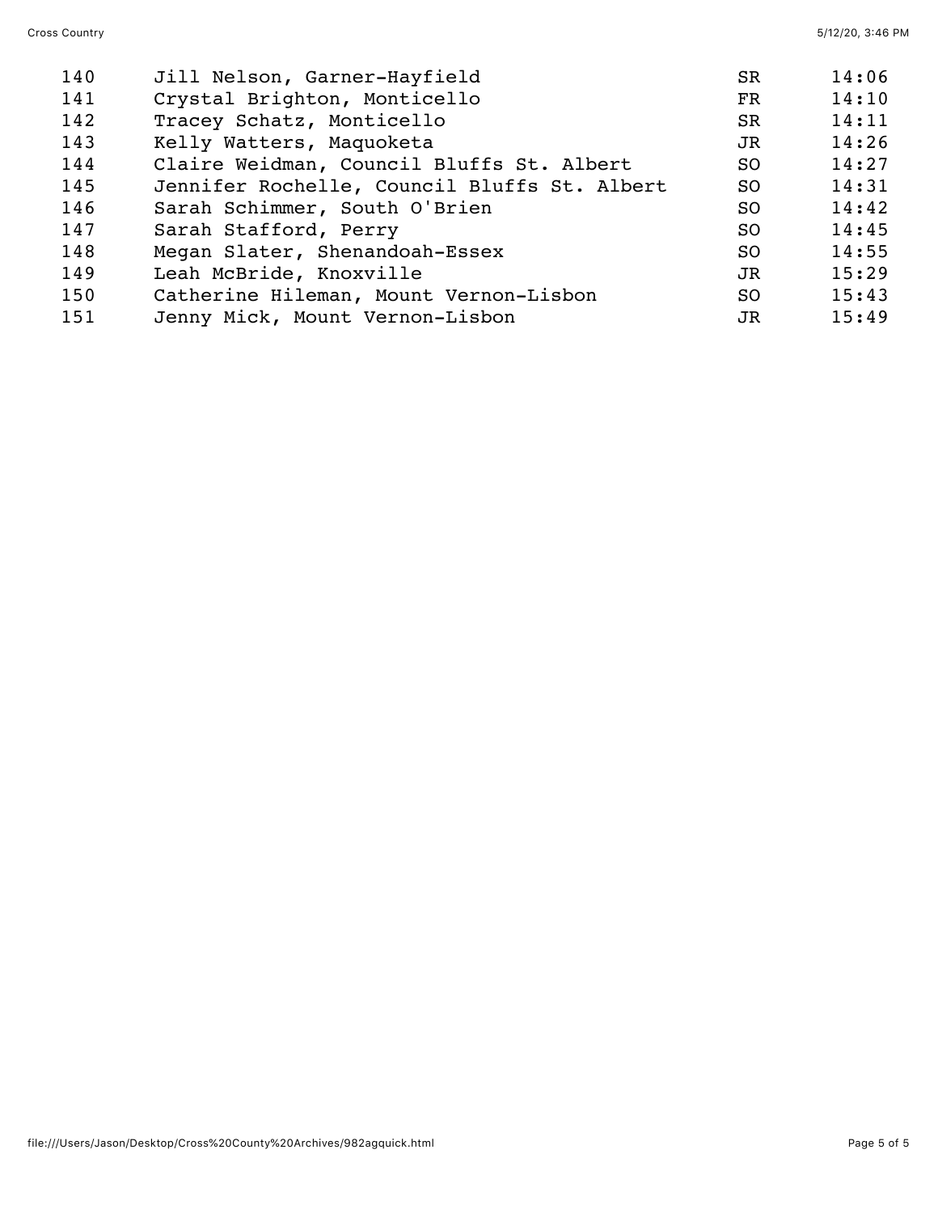| | | | |
|---|---|---|---|
| 140 | Jill Nelson, Garner-Hayfield | SR | 14:06 |
| 141 | Crystal Brighton, Monticello | FR | 14:10 |
| 142 | Tracey Schatz, Monticello | SR | 14:11 |
| 143 | Kelly Watters, Maquoketa | JR | 14:26 |
| 144 | Claire Weidman, Council Bluffs St. Albert | SO | 14:27 |
| 145 | Jennifer Rochelle, Council Bluffs St. Albert | SO | 14:31 |
| 146 | Sarah Schimmer, South O'Brien | SO | 14:42 |
| 147 | Sarah Stafford, Perry | SO | 14:45 |
| 148 | Megan Slater, Shenandoah-Essex | SO | 14:55 |
| 149 | Leah McBride, Knoxville | JR | 15:29 |
| 150 | Catherine Hileman, Mount Vernon-Lisbon | SO | 15:43 |
| 151 | Jenny Mick, Mount Vernon-Lisbon | JR | 15:49 |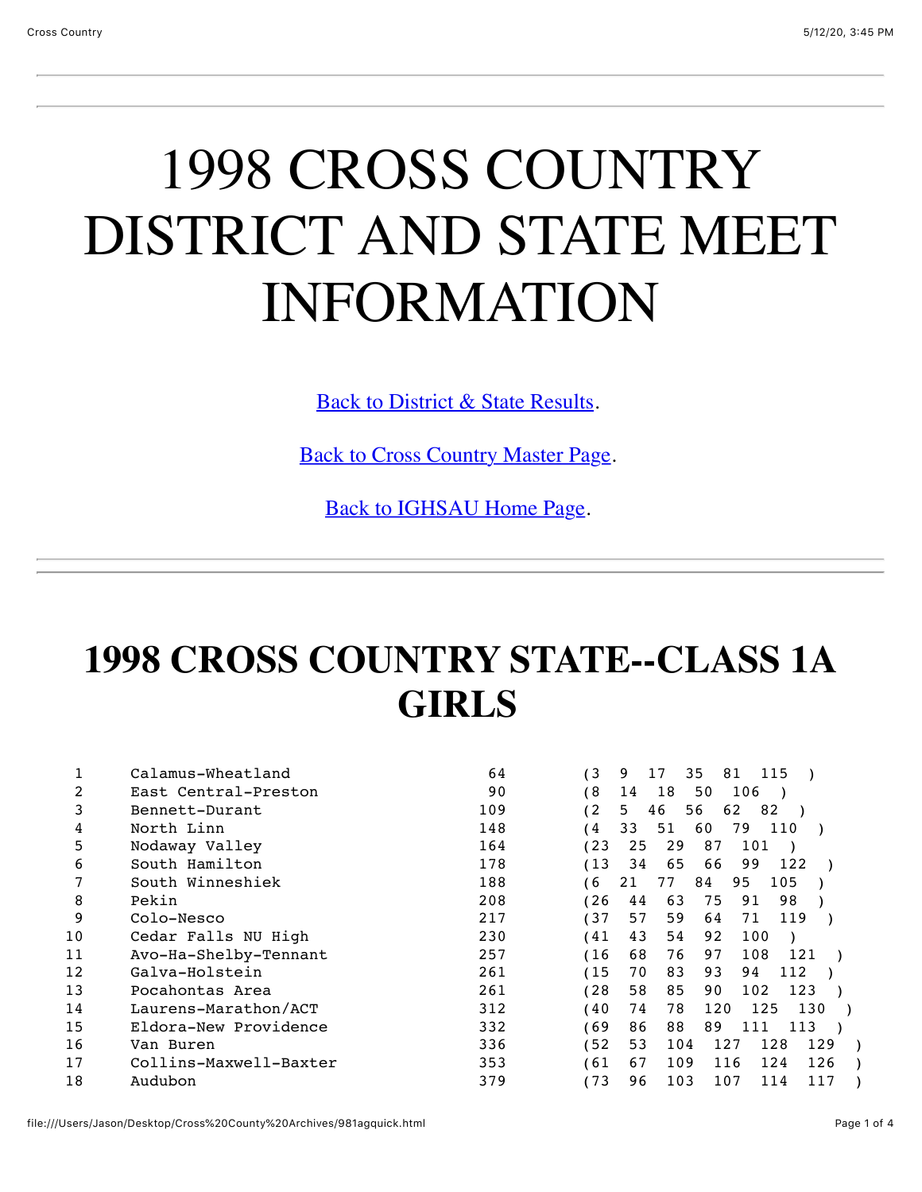# 1998 CROSS COUNTRY DISTRICT AND STATE MEET INFORMATION

[Back to District & State Results](#).

[Back to Cross Country Master Page](#).

[Back to IGHSAU Home Page](#).

---

## 1998 CROSS COUNTRY STATE--CLASS 1A GIRLS

```
1     Calamus-Wheatland           64    (3   9   17   35   81   115  )
2     East Central-Preston        90    (8   14  18   50   106  )
3     Bennett-Durant             109    (2   5   46   56   62   82  )
4     North Linn                 148    (4   33  51   60   79   110  )
5     Nodaway Valley             164    (23  25  29   87   101  )
6     South Hamilton             178    (13  34  65   66   99   122  )
7     South Winneshiek           188    (6   21  77   84   95   105  )
8     Pekin                      208    (26  44  63   75   91   98  )
9     Colo-Nesco                 217    (37  57  59   64   71   119  )
10    Cedar Falls NU High        230    (41  43  54   92   100  )
11    Avo-Ha-Shelby-Tennant      257    (16  68  76   97   108  121  )
12    Galva-Holstein             261    (15  70  83   93   94   112  )
13    Pocahontas Area            261    (28  58  85   90   102  123  )
14    Laurens-Marathon/ACT       312    (40  74  78   120  125  130  )
15    Eldora-New Providence      332    (69  86  88   89   111  113  )
16    Van Buren                  336    (52  53  104  127  128  129  )
17    Collins-Maxwell-Baxter     353    (61  67  109  116  124  126  )
18    Audubon                    379    (73  96  103  107  114  117  )
```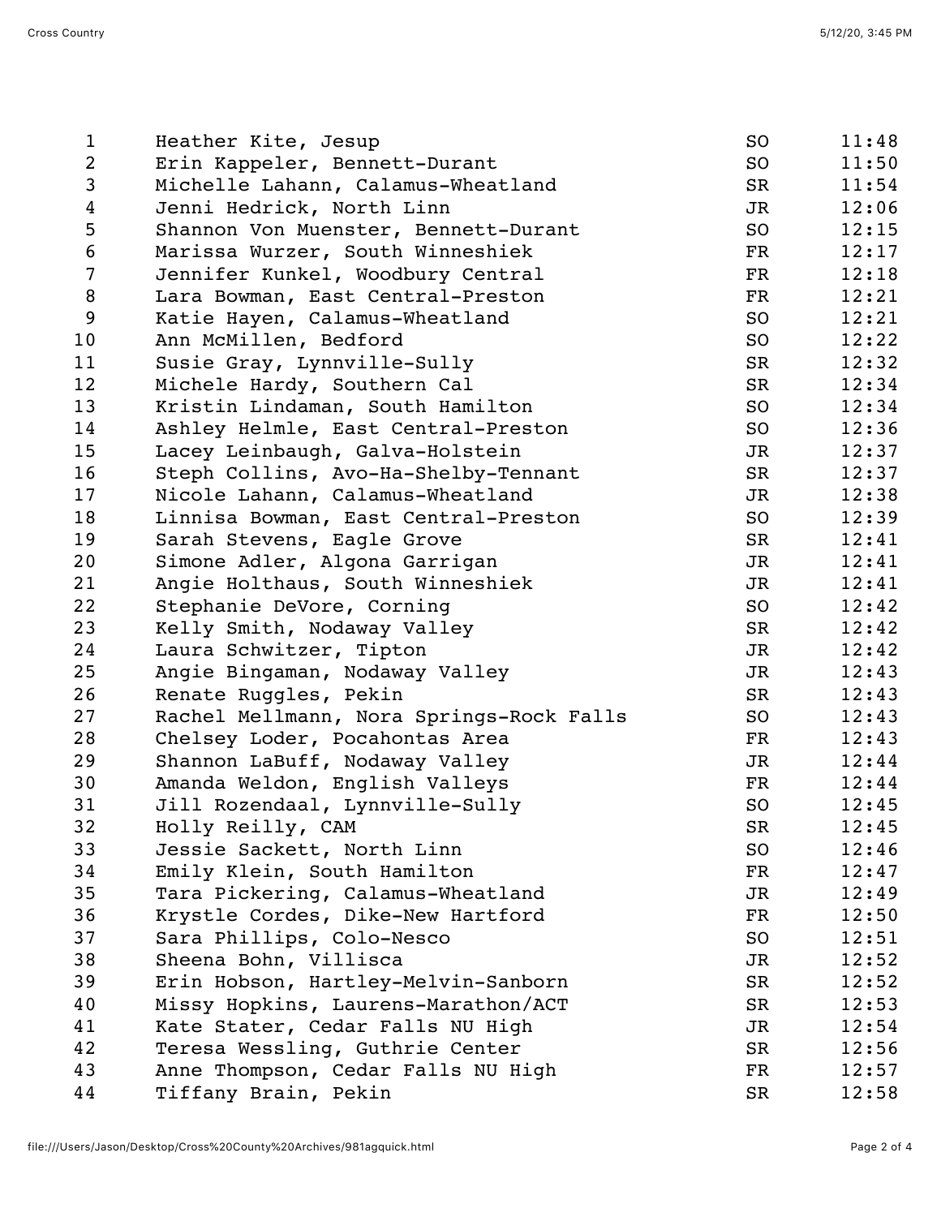| | | | |
|---|---|---|---|
| 1 | Heather Kite, Jesup | SO | 11:48 |
| 2 | Erin Kappeler, Bennett-Durant | SO | 11:50 |
| 3 | Michelle Lahann, Calamus-Wheatland | SR | 11:54 |
| 4 | Jenni Hedrick, North Linn | JR | 12:06 |
| 5 | Shannon Von Muenster, Bennett-Durant | SO | 12:15 |
| 6 | Marissa Wurzer, South Winneshiek | FR | 12:17 |
| 7 | Jennifer Kunkel, Woodbury Central | FR | 12:18 |
| 8 | Lara Bowman, East Central-Preston | FR | 12:21 |
| 9 | Katie Hayen, Calamus-Wheatland | SO | 12:21 |
| 10 | Ann McMillen, Bedford | SO | 12:22 |
| 11 | Susie Gray, Lynnville-Sully | SR | 12:32 |
| 12 | Michele Hardy, Southern Cal | SR | 12:34 |
| 13 | Kristin Lindaman, South Hamilton | SO | 12:34 |
| 14 | Ashley Helmle, East Central-Preston | SO | 12:36 |
| 15 | Lacey Leinbaugh, Galva-Holstein | JR | 12:37 |
| 16 | Steph Collins, Avo-Ha-Shelby-Tennant | SR | 12:37 |
| 17 | Nicole Lahann, Calamus-Wheatland | JR | 12:38 |
| 18 | Linnisa Bowman, East Central-Preston | SO | 12:39 |
| 19 | Sarah Stevens, Eagle Grove | SR | 12:41 |
| 20 | Simone Adler, Algona Garrigan | JR | 12:41 |
| 21 | Angie Holthaus, South Winneshiek | JR | 12:41 |
| 22 | Stephanie DeVore, Corning | SO | 12:42 |
| 23 | Kelly Smith, Nodaway Valley | SR | 12:42 |
| 24 | Laura Schwitzer, Tipton | JR | 12:42 |
| 25 | Angie Bingaman, Nodaway Valley | JR | 12:43 |
| 26 | Renate Ruggles, Pekin | SR | 12:43 |
| 27 | Rachel Mellmann, Nora Springs-Rock Falls | SO | 12:43 |
| 28 | Chelsey Loder, Pocahontas Area | FR | 12:43 |
| 29 | Shannon LaBuff, Nodaway Valley | JR | 12:44 |
| 30 | Amanda Weldon, English Valleys | FR | 12:44 |
| 31 | Jill Rozendaal, Lynnville-Sully | SO | 12:45 |
| 32 | Holly Reilly, CAM | SR | 12:45 |
| 33 | Jessie Sackett, North Linn | SO | 12:46 |
| 34 | Emily Klein, South Hamilton | FR | 12:47 |
| 35 | Tara Pickering, Calamus-Wheatland | JR | 12:49 |
| 36 | Krystle Cordes, Dike-New Hartford | FR | 12:50 |
| 37 | Sara Phillips, Colo-Nesco | SO | 12:51 |
| 38 | Sheena Bohn, Villisca | JR | 12:52 |
| 39 | Erin Hobson, Hartley-Melvin-Sanborn | SR | 12:52 |
| 40 | Missy Hopkins, Laurens-Marathon/ACT | SR | 12:53 |
| 41 | Kate Stater, Cedar Falls NU High | JR | 12:54 |
| 42 | Teresa Wessling, Guthrie Center | SR | 12:56 |
| 43 | Anne Thompson, Cedar Falls NU High | FR | 12:57 |
| 44 | Tiffany Brain, Pekin | SR | 12:58 |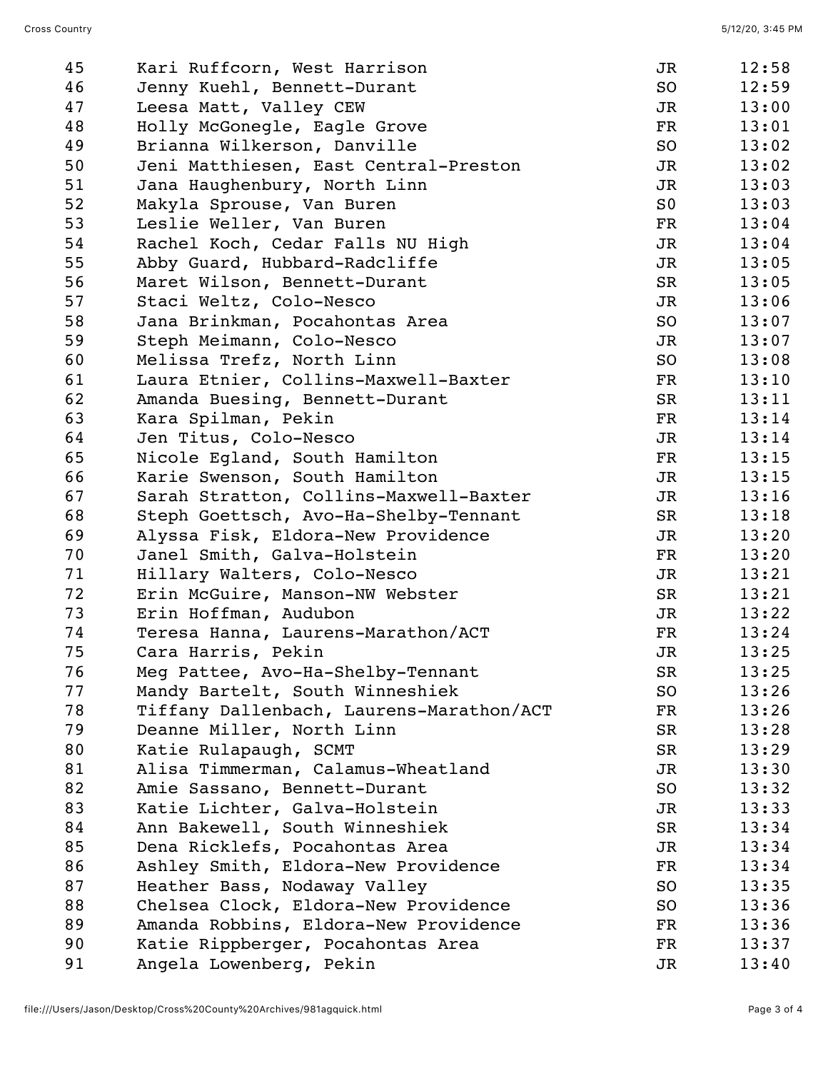| | | | |
|---|---|---|---|
| 45 | Kari Ruffcorn, West Harrison | JR | 12:58 |
| 46 | Jenny Kuehl, Bennett-Durant | SO | 12:59 |
| 47 | Leesa Matt, Valley CEW | JR | 13:00 |
| 48 | Holly McGonegle, Eagle Grove | FR | 13:01 |
| 49 | Brianna Wilkerson, Danville | SO | 13:02 |
| 50 | Jeni Matthiesen, East Central-Preston | JR | 13:02 |
| 51 | Jana Haughenbury, North Linn | JR | 13:03 |
| 52 | Makyla Sprouse, Van Buren | S0 | 13:03 |
| 53 | Leslie Weller, Van Buren | FR | 13:04 |
| 54 | Rachel Koch, Cedar Falls NU High | JR | 13:04 |
| 55 | Abby Guard, Hubbard-Radcliffe | JR | 13:05 |
| 56 | Maret Wilson, Bennett-Durant | SR | 13:05 |
| 57 | Staci Weltz, Colo-Nesco | JR | 13:06 |
| 58 | Jana Brinkman, Pocahontas Area | SO | 13:07 |
| 59 | Steph Meimann, Colo-Nesco | JR | 13:07 |
| 60 | Melissa Trefz, North Linn | SO | 13:08 |
| 61 | Laura Etnier, Collins-Maxwell-Baxter | FR | 13:10 |
| 62 | Amanda Buesing, Bennett-Durant | SR | 13:11 |
| 63 | Kara Spilman, Pekin | FR | 13:14 |
| 64 | Jen Titus, Colo-Nesco | JR | 13:14 |
| 65 | Nicole Egland, South Hamilton | FR | 13:15 |
| 66 | Karie Swenson, South Hamilton | JR | 13:15 |
| 67 | Sarah Stratton, Collins-Maxwell-Baxter | JR | 13:16 |
| 68 | Steph Goettsch, Avo-Ha-Shelby-Tennant | SR | 13:18 |
| 69 | Alyssa Fisk, Eldora-New Providence | JR | 13:20 |
| 70 | Janel Smith, Galva-Holstein | FR | 13:20 |
| 71 | Hillary Walters, Colo-Nesco | JR | 13:21 |
| 72 | Erin McGuire, Manson-NW Webster | SR | 13:21 |
| 73 | Erin Hoffman, Audubon | JR | 13:22 |
| 74 | Teresa Hanna, Laurens-Marathon/ACT | FR | 13:24 |
| 75 | Cara Harris, Pekin | JR | 13:25 |
| 76 | Meg Pattee, Avo-Ha-Shelby-Tennant | SR | 13:25 |
| 77 | Mandy Bartelt, South Winneshiek | SO | 13:26 |
| 78 | Tiffany Dallenbach, Laurens-Marathon/ACT | FR | 13:26 |
| 79 | Deanne Miller, North Linn | SR | 13:28 |
| 80 | Katie Rulapaugh, SCMT | SR | 13:29 |
| 81 | Alisa Timmerman, Calamus-Wheatland | JR | 13:30 |
| 82 | Amie Sassano, Bennett-Durant | SO | 13:32 |
| 83 | Katie Lichter, Galva-Holstein | JR | 13:33 |
| 84 | Ann Bakewell, South Winneshiek | SR | 13:34 |
| 85 | Dena Ricklefs, Pocahontas Area | JR | 13:34 |
| 86 | Ashley Smith, Eldora-New Providence | FR | 13:34 |
| 87 | Heather Bass, Nodaway Valley | SO | 13:35 |
| 88 | Chelsea Clock, Eldora-New Providence | SO | 13:36 |
| 89 | Amanda Robbins, Eldora-New Providence | FR | 13:36 |
| 90 | Katie Rippberger, Pocahontas Area | FR | 13:37 |
| 91 | Angela Lowenberg, Pekin | JR | 13:40 |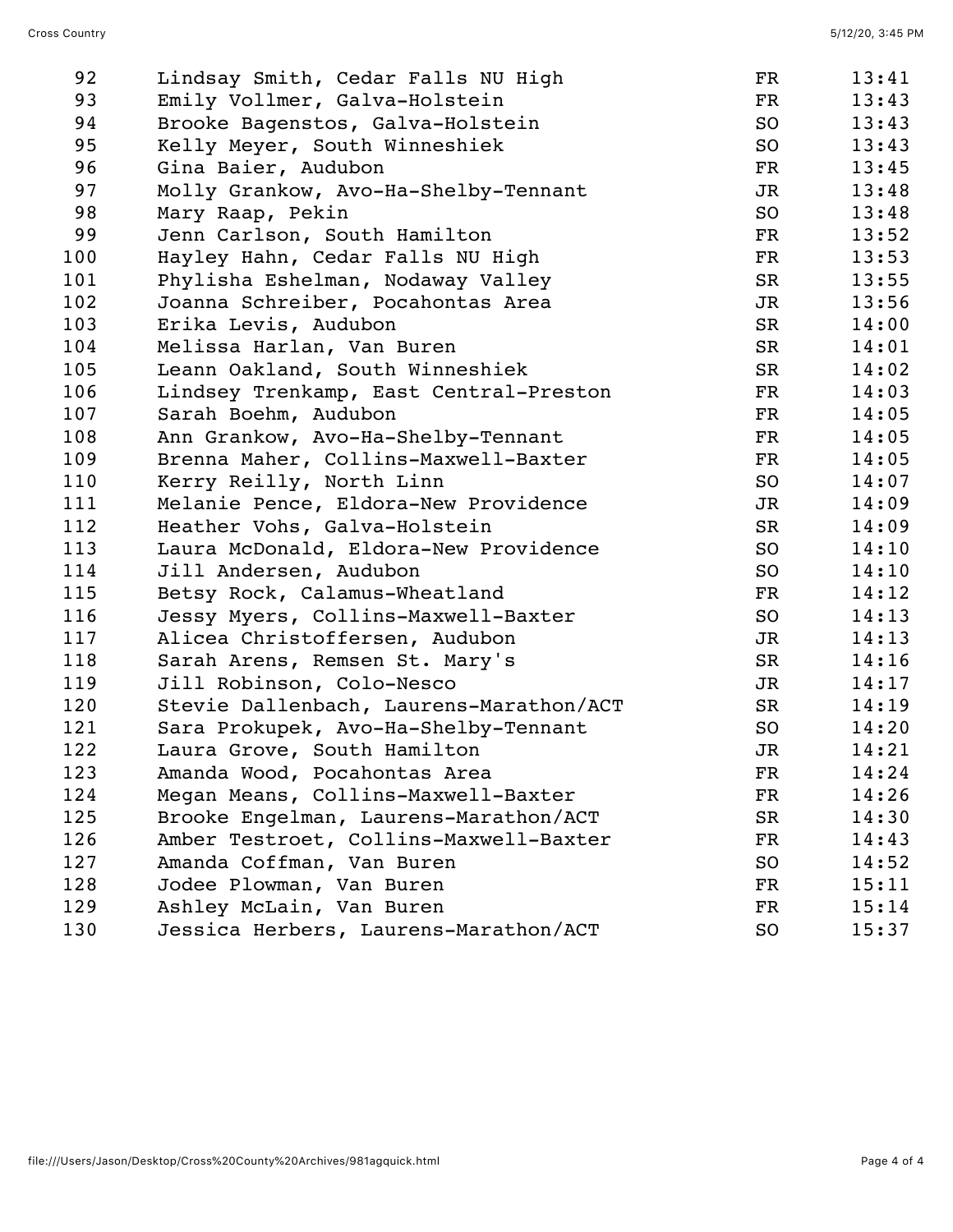| | | | |
|---|---|---|---|
| 92 | Lindsay Smith, Cedar Falls NU High | FR | 13:41 |
| 93 | Emily Vollmer, Galva-Holstein | FR | 13:43 |
| 94 | Brooke Bagenstos, Galva-Holstein | SO | 13:43 |
| 95 | Kelly Meyer, South Winneshiek | SO | 13:43 |
| 96 | Gina Baier, Audubon | FR | 13:45 |
| 97 | Molly Grankow, Avo-Ha-Shelby-Tennant | JR | 13:48 |
| 98 | Mary Raap, Pekin | SO | 13:48 |
| 99 | Jenn Carlson, South Hamilton | FR | 13:52 |
| 100 | Hayley Hahn, Cedar Falls NU High | FR | 13:53 |
| 101 | Phylisha Eshelman, Nodaway Valley | SR | 13:55 |
| 102 | Joanna Schreiber, Pocahontas Area | JR | 13:56 |
| 103 | Erika Levis, Audubon | SR | 14:00 |
| 104 | Melissa Harlan, Van Buren | SR | 14:01 |
| 105 | Leann Oakland, South Winneshiek | SR | 14:02 |
| 106 | Lindsey Trenkamp, East Central-Preston | FR | 14:03 |
| 107 | Sarah Boehm, Audubon | FR | 14:05 |
| 108 | Ann Grankow, Avo-Ha-Shelby-Tennant | FR | 14:05 |
| 109 | Brenna Maher, Collins-Maxwell-Baxter | FR | 14:05 |
| 110 | Kerry Reilly, North Linn | SO | 14:07 |
| 111 | Melanie Pence, Eldora-New Providence | JR | 14:09 |
| 112 | Heather Vohs, Galva-Holstein | SR | 14:09 |
| 113 | Laura McDonald, Eldora-New Providence | SO | 14:10 |
| 114 | Jill Andersen, Audubon | SO | 14:10 |
| 115 | Betsy Rock, Calamus-Wheatland | FR | 14:12 |
| 116 | Jessy Myers, Collins-Maxwell-Baxter | SO | 14:13 |
| 117 | Alicea Christoffersen, Audubon | JR | 14:13 |
| 118 | Sarah Arens, Remsen St. Mary's | SR | 14:16 |
| 119 | Jill Robinson, Colo-Nesco | JR | 14:17 |
| 120 | Stevie Dallenbach, Laurens-Marathon/ACT | SR | 14:19 |
| 121 | Sara Prokupek, Avo-Ha-Shelby-Tennant | SO | 14:20 |
| 122 | Laura Grove, South Hamilton | JR | 14:21 |
| 123 | Amanda Wood, Pocahontas Area | FR | 14:24 |
| 124 | Megan Means, Collins-Maxwell-Baxter | FR | 14:26 |
| 125 | Brooke Engelman, Laurens-Marathon/ACT | SR | 14:30 |
| 126 | Amber Testroet, Collins-Maxwell-Baxter | FR | 14:43 |
| 127 | Amanda Coffman, Van Buren | SO | 14:52 |
| 128 | Jodee Plowman, Van Buren | FR | 15:11 |
| 129 | Ashley McLain, Van Buren | FR | 15:14 |
| 130 | Jessica Herbers, Laurens-Marathon/ACT | SO | 15:37 |